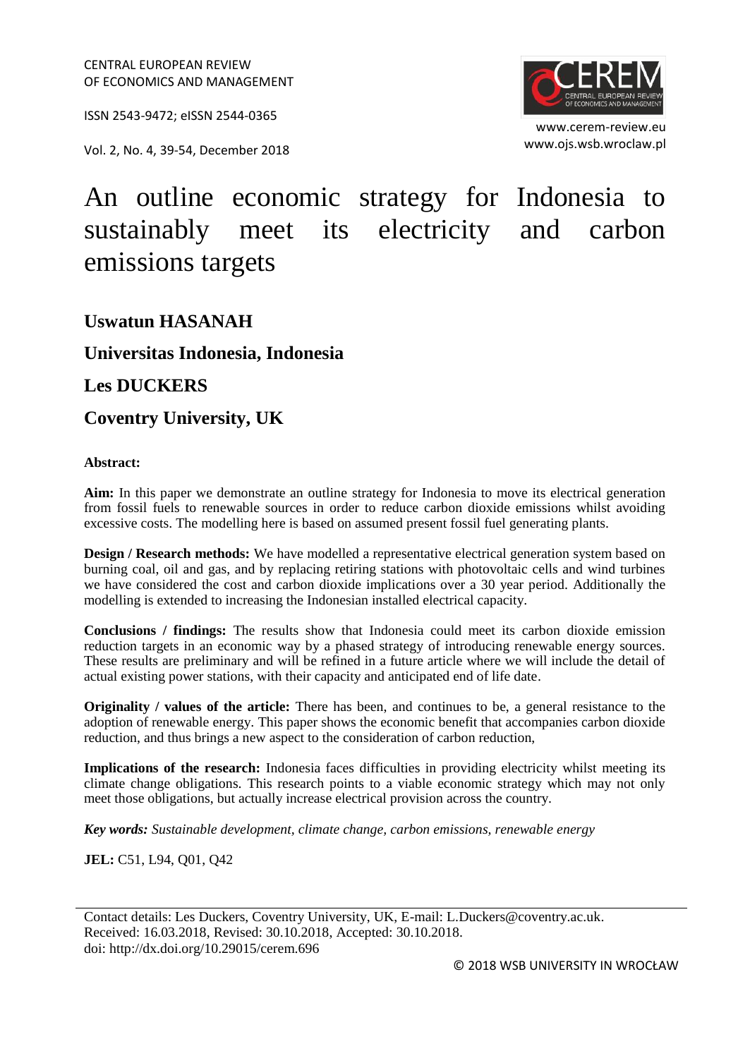CENTRAL EUROPEAN REVIEW
OF ECONOMICS AND MANAGEMENT

ISSN 2543-9472; eISSN 2544-0365

Vol. 2, No. 4, 39-54, December 2018

www.cerem-review.eu
www.ojs.wsb.wroclaw.pl

# An outline economic strategy for Indonesia to sustainably meet its electricity and carbon emissions targets

**Uswatun HASANAH**

**Universitas Indonesia, Indonesia**

**Les DUCKERS**

**Coventry University, UK**

**Abstract:**

**Aim:** In this paper we demonstrate an outline strategy for Indonesia to move its electrical generation from fossil fuels to renewable sources in order to reduce carbon dioxide emissions whilst avoiding excessive costs. The modelling here is based on assumed present fossil fuel generating plants.

**Design / Research methods:** We have modelled a representative electrical generation system based on burning coal, oil and gas, and by replacing retiring stations with photovoltaic cells and wind turbines we have considered the cost and carbon dioxide implications over a 30 year period. Additionally the modelling is extended to increasing the Indonesian installed electrical capacity.

**Conclusions / findings:** The results show that Indonesia could meet its carbon dioxide emission reduction targets in an economic way by a phased strategy of introducing renewable energy sources. These results are preliminary and will be refined in a future article where we will include the detail of actual existing power stations, with their capacity and anticipated end of life date.

**Originality / values of the article:** There has been, and continues to be, a general resistance to the adoption of renewable energy. This paper shows the economic benefit that accompanies carbon dioxide reduction, and thus brings a new aspect to the consideration of carbon reduction,

**Implications of the research:** Indonesia faces difficulties in providing electricity whilst meeting its climate change obligations. This research points to a viable economic strategy which may not only meet those obligations, but actually increase electrical provision across the country.

***Key words:*** *Sustainable development, climate change, carbon emissions, renewable energy*

**JEL:** C51, L94, Q01, Q42

---

Contact details: Les Duckers, Coventry University, UK, E-mail: L.Duckers@coventry.ac.uk.
Received: 16.03.2018, Revised: 30.10.2018, Accepted: 30.10.2018.
doi: http://dx.doi.org/10.29015/cerem.696

© 2018 WSB UNIVERSITY IN WROCŁAW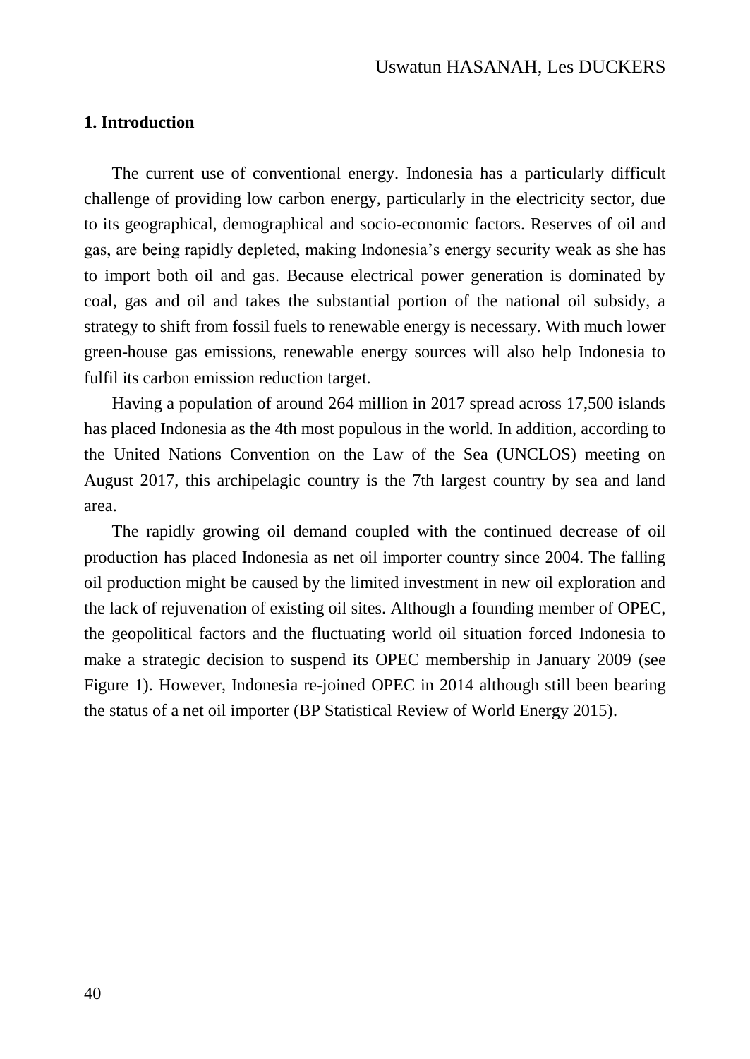## 1. Introduction

The current use of conventional energy. Indonesia has a particularly difficult challenge of providing low carbon energy, particularly in the electricity sector, due to its geographical, demographical and socio-economic factors. Reserves of oil and gas, are being rapidly depleted, making Indonesia's energy security weak as she has to import both oil and gas. Because electrical power generation is dominated by coal, gas and oil and takes the substantial portion of the national oil subsidy, a strategy to shift from fossil fuels to renewable energy is necessary. With much lower green-house gas emissions, renewable energy sources will also help Indonesia to fulfil its carbon emission reduction target.

Having a population of around 264 million in 2017 spread across 17,500 islands has placed Indonesia as the 4th most populous in the world. In addition, according to the United Nations Convention on the Law of the Sea (UNCLOS) meeting on August 2017, this archipelagic country is the 7th largest country by sea and land area.

The rapidly growing oil demand coupled with the continued decrease of oil production has placed Indonesia as net oil importer country since 2004. The falling oil production might be caused by the limited investment in new oil exploration and the lack of rejuvenation of existing oil sites. Although a founding member of OPEC, the geopolitical factors and the fluctuating world oil situation forced Indonesia to make a strategic decision to suspend its OPEC membership in January 2009 (see Figure 1). However, Indonesia re-joined OPEC in 2014 although still been bearing the status of a net oil importer (BP Statistical Review of World Energy 2015).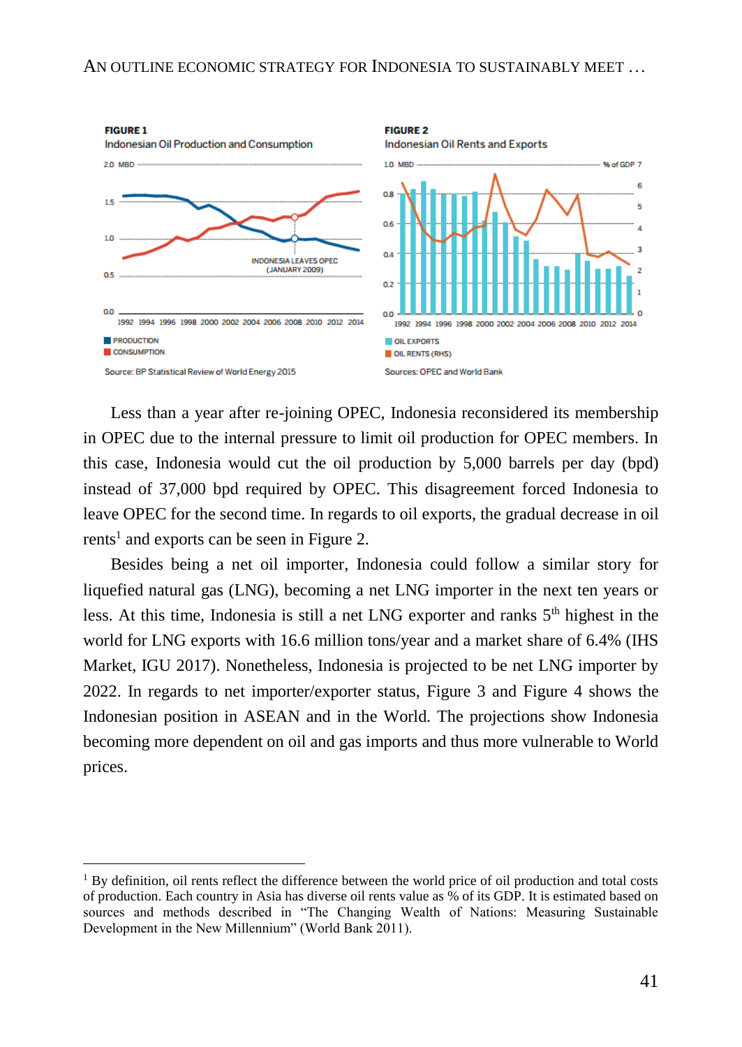**FIGURE 1**
Indonesian Oil Production and Consumption

Source: BP Statistical Review of World Energy 2015

**FIGURE 2**
Indonesian Oil Rents and Exports

Sources: OPEC and World Bank

Less than a year after re-joining OPEC, Indonesia reconsidered its membership in OPEC due to the internal pressure to limit oil production for OPEC members. In this case, Indonesia would cut the oil production by 5,000 barrels per day (bpd) instead of 37,000 bpd required by OPEC. This disagreement forced Indonesia to leave OPEC for the second time. In regards to oil exports, the gradual decrease in oil rents[1] and exports can be seen in Figure 2.

Besides being a net oil importer, Indonesia could follow a similar story for liquefied natural gas (LNG), becoming a net LNG importer in the next ten years or less. At this time, Indonesia is still a net LNG exporter and ranks 5th highest in the world for LNG exports with 16.6 million tons/year and a market share of 6.4% (IHS Market, IGU 2017). Nonetheless, Indonesia is projected to be net LNG importer by 2022. In regards to net importer/exporter status, Figure 3 and Figure 4 shows the Indonesian position in ASEAN and in the World. The projections show Indonesia becoming more dependent on oil and gas imports and thus more vulnerable to World prices.

---

[1] By definition, oil rents reflect the difference between the world price of oil production and total costs of production. Each country in Asia has diverse oil rents value as % of its GDP. It is estimated based on sources and methods described in "The Changing Wealth of Nations: Measuring Sustainable Development in the New Millennium" (World Bank 2011).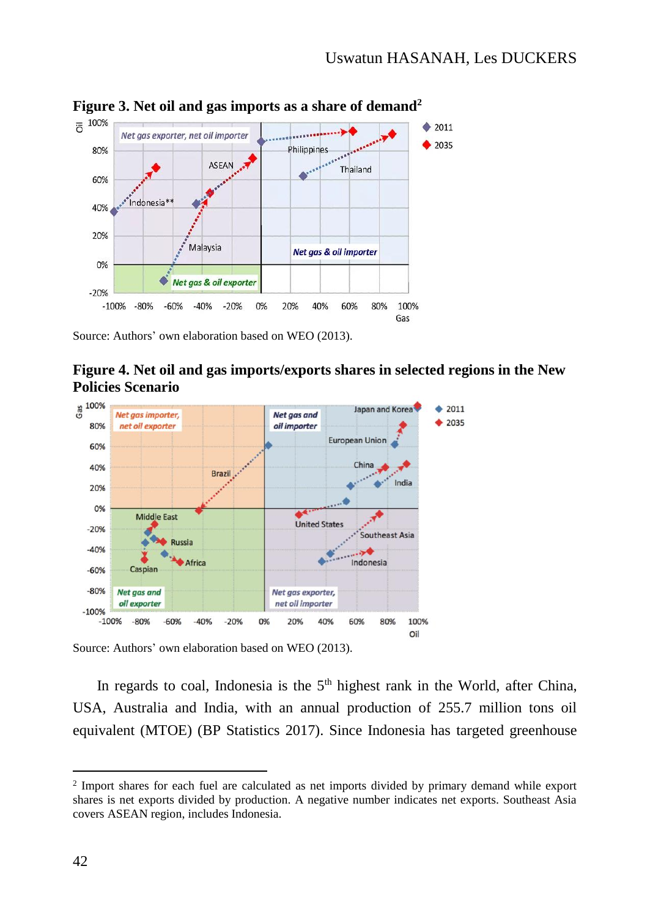**Figure 3. Net oil and gas imports as a share of demand[2]**

Source: Authors' own elaboration based on WEO (2013).

**Figure 4. Net oil and gas imports/exports shares in selected regions in the New Policies Scenario**

Source: Authors' own elaboration based on WEO (2013).

In regards to coal, Indonesia is the 5th highest rank in the World, after China, USA, Australia and India, with an annual production of 255.7 million tons oil equivalent (MTOE) (BP Statistics 2017). Since Indonesia has targeted greenhouse

---

[2] Import shares for each fuel are calculated as net imports divided by primary demand while export shares is net exports divided by production. A negative number indicates net exports. Southeast Asia covers ASEAN region, includes Indonesia.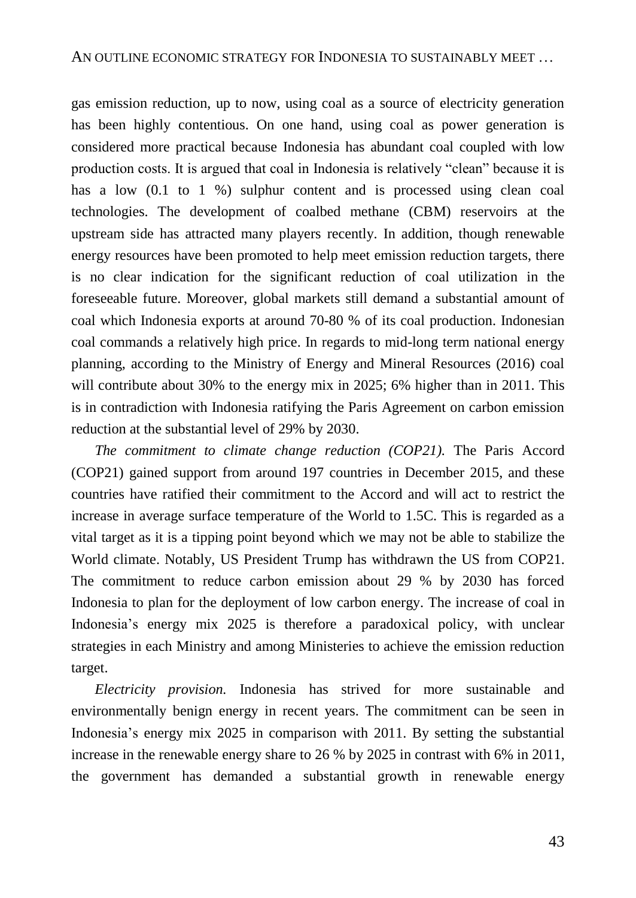gas emission reduction, up to now, using coal as a source of electricity generation has been highly contentious. On one hand, using coal as power generation is considered more practical because Indonesia has abundant coal coupled with low production costs. It is argued that coal in Indonesia is relatively "clean" because it is has a low (0.1 to 1 %) sulphur content and is processed using clean coal technologies. The development of coalbed methane (CBM) reservoirs at the upstream side has attracted many players recently. In addition, though renewable energy resources have been promoted to help meet emission reduction targets, there is no clear indication for the significant reduction of coal utilization in the foreseeable future. Moreover, global markets still demand a substantial amount of coal which Indonesia exports at around 70-80 % of its coal production. Indonesian coal commands a relatively high price. In regards to mid-long term national energy planning, according to the Ministry of Energy and Mineral Resources (2016) coal will contribute about 30% to the energy mix in 2025; 6% higher than in 2011. This is in contradiction with Indonesia ratifying the Paris Agreement on carbon emission reduction at the substantial level of 29% by 2030.

*The commitment to climate change reduction (COP21).* The Paris Accord (COP21) gained support from around 197 countries in December 2015, and these countries have ratified their commitment to the Accord and will act to restrict the increase in average surface temperature of the World to 1.5C. This is regarded as a vital target as it is a tipping point beyond which we may not be able to stabilize the World climate. Notably, US President Trump has withdrawn the US from COP21. The commitment to reduce carbon emission about 29 % by 2030 has forced Indonesia to plan for the deployment of low carbon energy. The increase of coal in Indonesia's energy mix 2025 is therefore a paradoxical policy, with unclear strategies in each Ministry and among Ministeries to achieve the emission reduction target.

*Electricity provision.* Indonesia has strived for more sustainable and environmentally benign energy in recent years. The commitment can be seen in Indonesia's energy mix 2025 in comparison with 2011. By setting the substantial increase in the renewable energy share to 26 % by 2025 in contrast with 6% in 2011, the government has demanded a substantial growth in renewable energy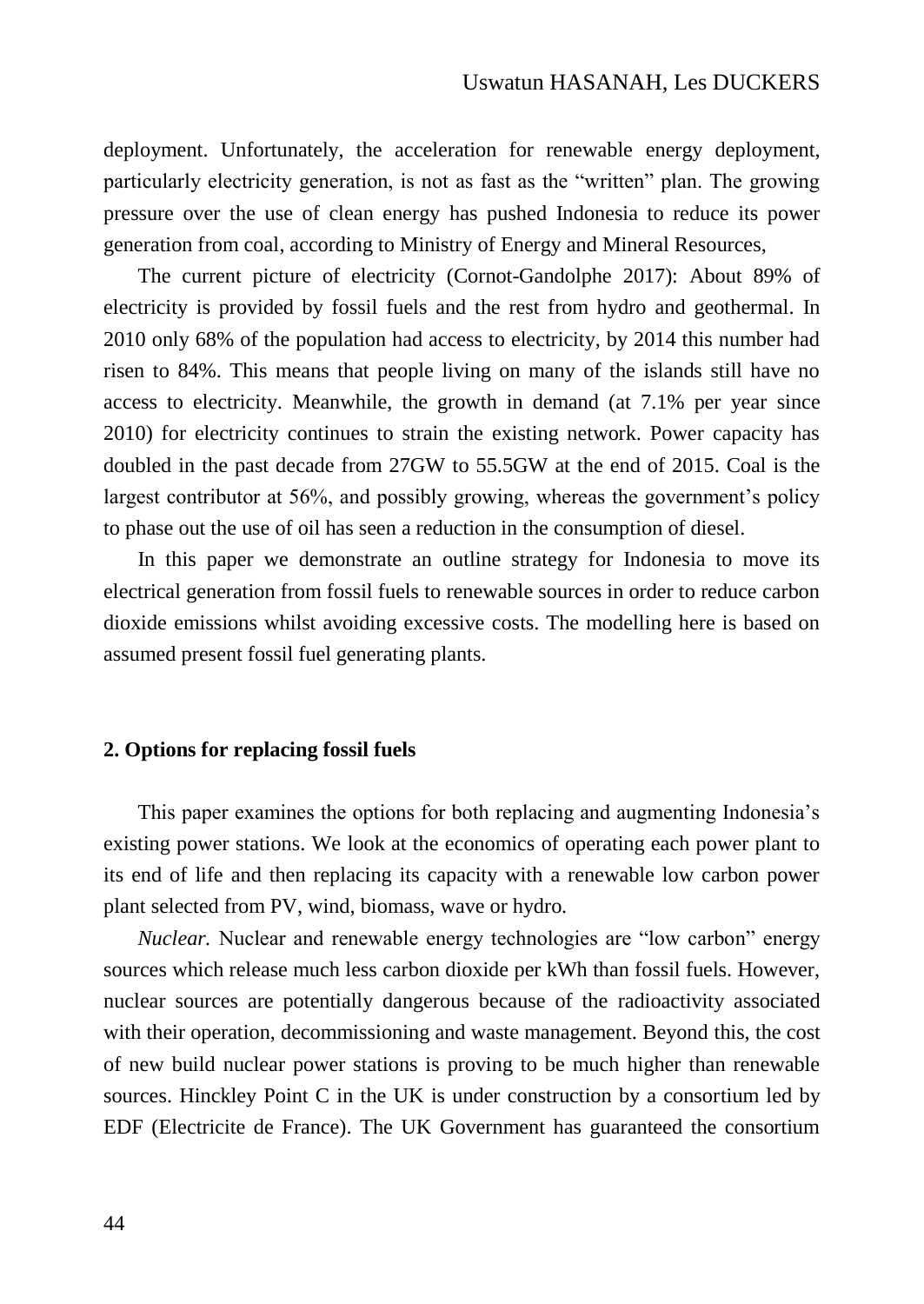deployment. Unfortunately, the acceleration for renewable energy deployment, particularly electricity generation, is not as fast as the "written" plan. The growing pressure over the use of clean energy has pushed Indonesia to reduce its power generation from coal, according to Ministry of Energy and Mineral Resources,

The current picture of electricity (Cornot-Gandolphe 2017): About 89% of electricity is provided by fossil fuels and the rest from hydro and geothermal. In 2010 only 68% of the population had access to electricity, by 2014 this number had risen to 84%. This means that people living on many of the islands still have no access to electricity. Meanwhile, the growth in demand (at 7.1% per year since 2010) for electricity continues to strain the existing network. Power capacity has doubled in the past decade from 27GW to 55.5GW at the end of 2015. Coal is the largest contributor at 56%, and possibly growing, whereas the government's policy to phase out the use of oil has seen a reduction in the consumption of diesel.

In this paper we demonstrate an outline strategy for Indonesia to move its electrical generation from fossil fuels to renewable sources in order to reduce carbon dioxide emissions whilst avoiding excessive costs. The modelling here is based on assumed present fossil fuel generating plants.

## 2. Options for replacing fossil fuels

This paper examines the options for both replacing and augmenting Indonesia's existing power stations. We look at the economics of operating each power plant to its end of life and then replacing its capacity with a renewable low carbon power plant selected from PV, wind, biomass, wave or hydro.

*Nuclear.* Nuclear and renewable energy technologies are "low carbon" energy sources which release much less carbon dioxide per kWh than fossil fuels. However, nuclear sources are potentially dangerous because of the radioactivity associated with their operation, decommissioning and waste management. Beyond this, the cost of new build nuclear power stations is proving to be much higher than renewable sources. Hinckley Point C in the UK is under construction by a consortium led by EDF (Electricite de France). The UK Government has guaranteed the consortium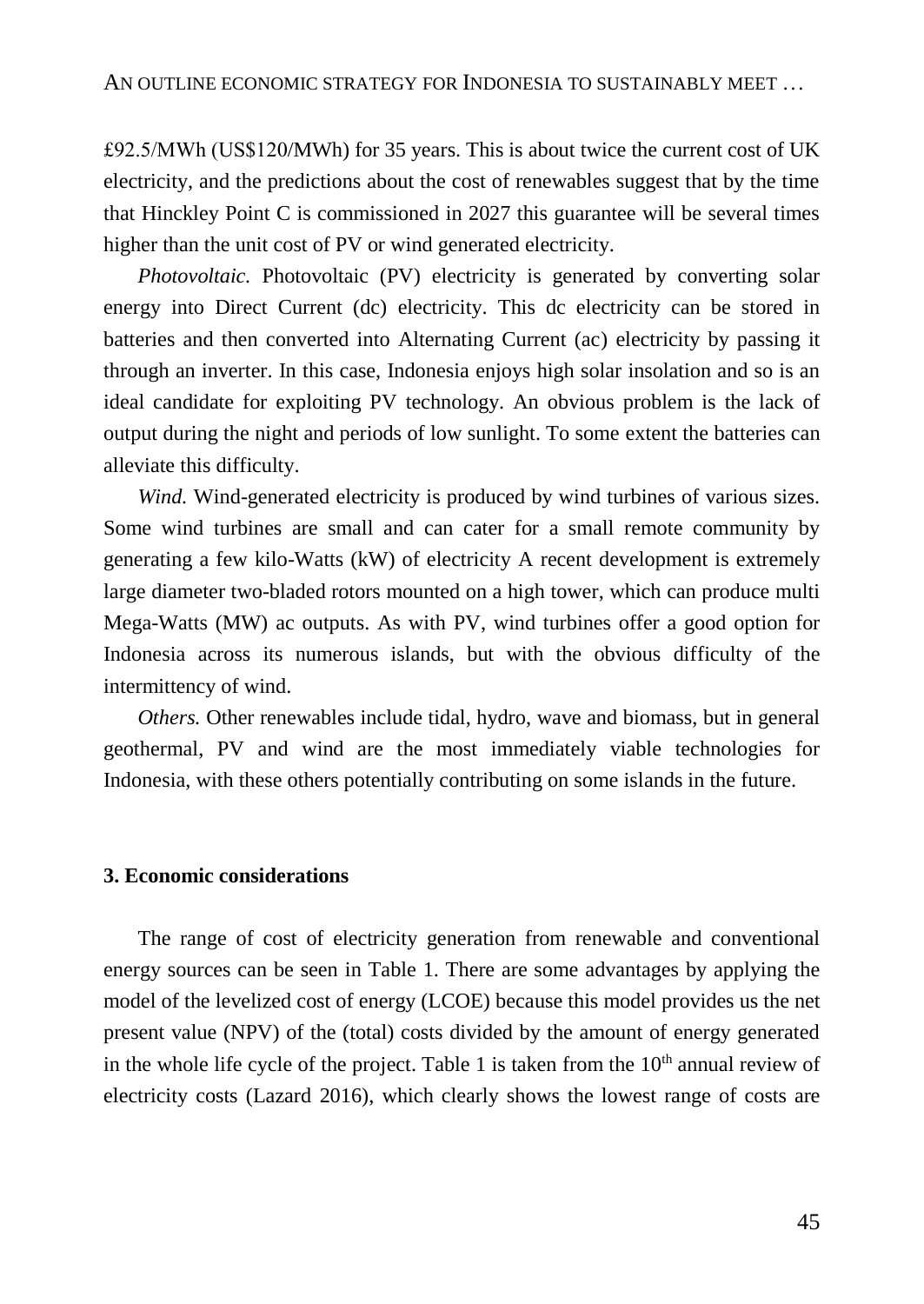£92.5/MWh (US$120/MWh) for 35 years. This is about twice the current cost of UK electricity, and the predictions about the cost of renewables suggest that by the time that Hinckley Point C is commissioned in 2027 this guarantee will be several times higher than the unit cost of PV or wind generated electricity.

*Photovoltaic.* Photovoltaic (PV) electricity is generated by converting solar energy into Direct Current (dc) electricity. This dc electricity can be stored in batteries and then converted into Alternating Current (ac) electricity by passing it through an inverter. In this case, Indonesia enjoys high solar insolation and so is an ideal candidate for exploiting PV technology. An obvious problem is the lack of output during the night and periods of low sunlight. To some extent the batteries can alleviate this difficulty.

*Wind.* Wind-generated electricity is produced by wind turbines of various sizes. Some wind turbines are small and can cater for a small remote community by generating a few kilo-Watts (kW) of electricity A recent development is extremely large diameter two-bladed rotors mounted on a high tower, which can produce multi Mega-Watts (MW) ac outputs. As with PV, wind turbines offer a good option for Indonesia across its numerous islands, but with the obvious difficulty of the intermittency of wind.

*Others.* Other renewables include tidal, hydro, wave and biomass, but in general geothermal, PV and wind are the most immediately viable technologies for Indonesia, with these others potentially contributing on some islands in the future.

### 3. Economic considerations

The range of cost of electricity generation from renewable and conventional energy sources can be seen in Table 1. There are some advantages by applying the model of the levelized cost of energy (LCOE) because this model provides us the net present value (NPV) of the (total) costs divided by the amount of energy generated in the whole life cycle of the project. Table 1 is taken from the 10th annual review of electricity costs (Lazard 2016), which clearly shows the lowest range of costs are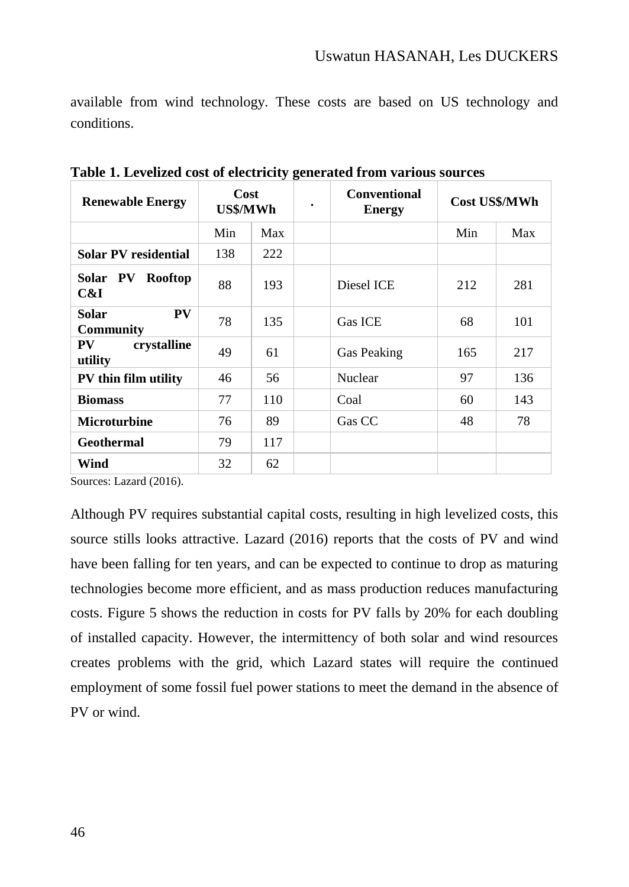available from wind technology. These costs are based on US technology and conditions.

**Table 1. Levelized cost of electricity generated from various sources**

| Renewable Energy | Cost US$/MWh | | . | Conventional Energy | Cost US$/MWh | |
|---|---|---|---|---|---|---|
| | Min | Max | | | Min | Max |
| **Solar PV residential** | 138 | 222 | | | | |
| **Solar PV Rooftop C&I** | 88 | 193 | | Diesel ICE | 212 | 281 |
| **Solar PV Community** | 78 | 135 | | Gas ICE | 68 | 101 |
| **PV crystalline utility** | 49 | 61 | | Gas Peaking | 165 | 217 |
| **PV thin film utility** | 46 | 56 | | Nuclear | 97 | 136 |
| **Biomass** | 77 | 110 | | Coal | 60 | 143 |
| **Microturbine** | 76 | 89 | | Gas CC | 48 | 78 |
| **Geothermal** | 79 | 117 | | | | |
| **Wind** | 32 | 62 | | | | |

Sources: Lazard (2016).

Although PV requires substantial capital costs, resulting in high levelized costs, this source stills looks attractive. Lazard (2016) reports that the costs of PV and wind have been falling for ten years, and can be expected to continue to drop as maturing technologies become more efficient, and as mass production reduces manufacturing costs. Figure 5 shows the reduction in costs for PV falls by 20% for each doubling of installed capacity. However, the intermittency of both solar and wind resources creates problems with the grid, which Lazard states will require the continued employment of some fossil fuel power stations to meet the demand in the absence of PV or wind.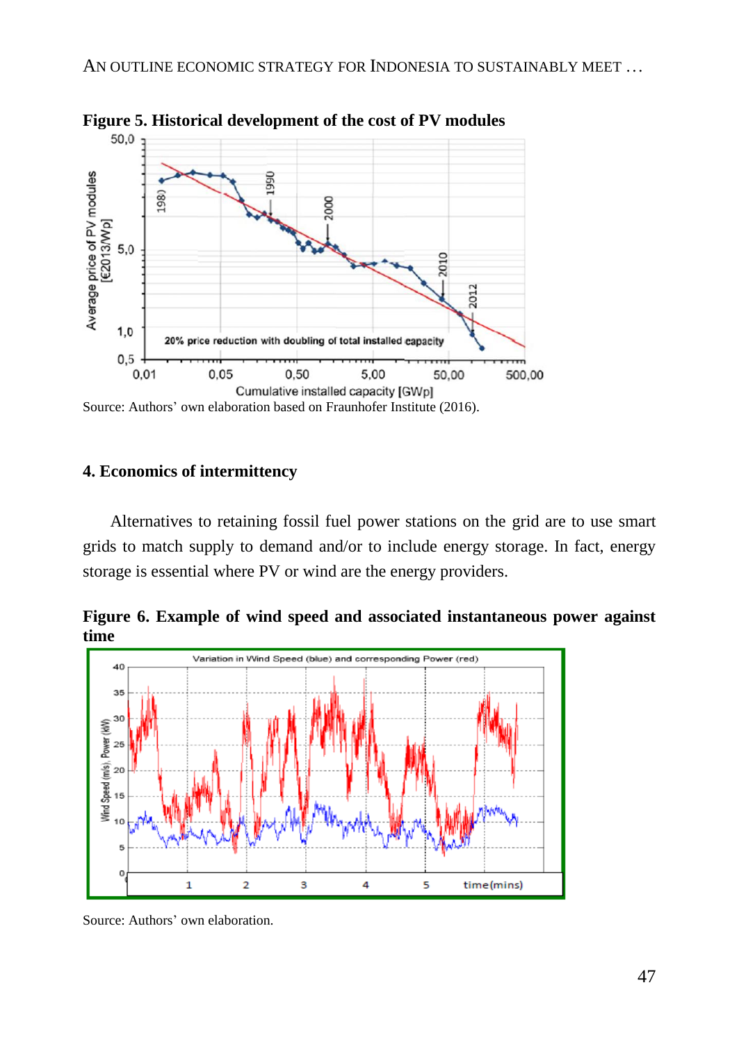**Figure 5. Historical development of the cost of PV modules**

Source: Authors' own elaboration based on Fraunhofer Institute (2016).

## 4. Economics of intermittency

Alternatives to retaining fossil fuel power stations on the grid are to use smart grids to match supply to demand and/or to include energy storage. In fact, energy storage is essential where PV or wind are the energy providers.

**Figure 6. Example of wind speed and associated instantaneous power against time**

Source: Authors' own elaboration.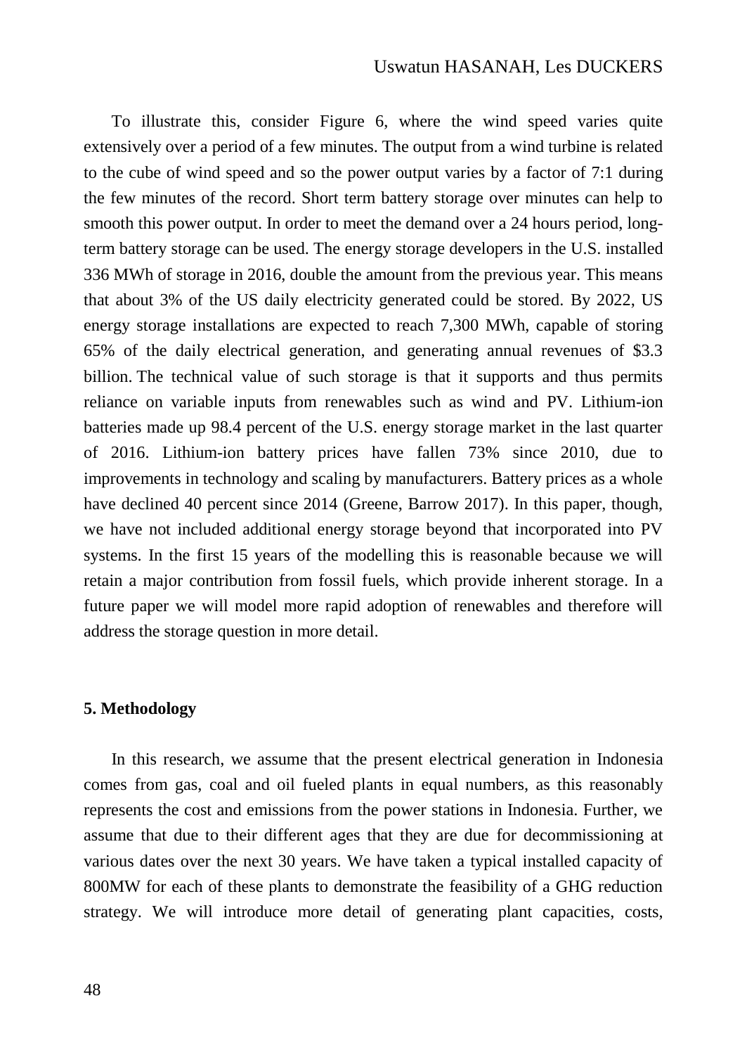To illustrate this, consider Figure 6, where the wind speed varies quite extensively over a period of a few minutes. The output from a wind turbine is related to the cube of wind speed and so the power output varies by a factor of 7:1 during the few minutes of the record. Short term battery storage over minutes can help to smooth this power output. In order to meet the demand over a 24 hours period, long-term battery storage can be used. The energy storage developers in the U.S. installed 336 MWh of storage in 2016, double the amount from the previous year. This means that about 3% of the US daily electricity generated could be stored. By 2022, US energy storage installations are expected to reach 7,300 MWh, capable of storing 65% of the daily electrical generation, and generating annual revenues of $3.3 billion. The technical value of such storage is that it supports and thus permits reliance on variable inputs from renewables such as wind and PV. Lithium-ion batteries made up 98.4 percent of the U.S. energy storage market in the last quarter of 2016. Lithium-ion battery prices have fallen 73% since 2010, due to improvements in technology and scaling by manufacturers. Battery prices as a whole have declined 40 percent since 2014 (Greene, Barrow 2017). In this paper, though, we have not included additional energy storage beyond that incorporated into PV systems. In the first 15 years of the modelling this is reasonable because we will retain a major contribution from fossil fuels, which provide inherent storage. In a future paper we will model more rapid adoption of renewables and therefore will address the storage question in more detail.

## 5. Methodology

In this research, we assume that the present electrical generation in Indonesia comes from gas, coal and oil fueled plants in equal numbers, as this reasonably represents the cost and emissions from the power stations in Indonesia. Further, we assume that due to their different ages that they are due for decommissioning at various dates over the next 30 years. We have taken a typical installed capacity of 800MW for each of these plants to demonstrate the feasibility of a GHG reduction strategy. We will introduce more detail of generating plant capacities, costs,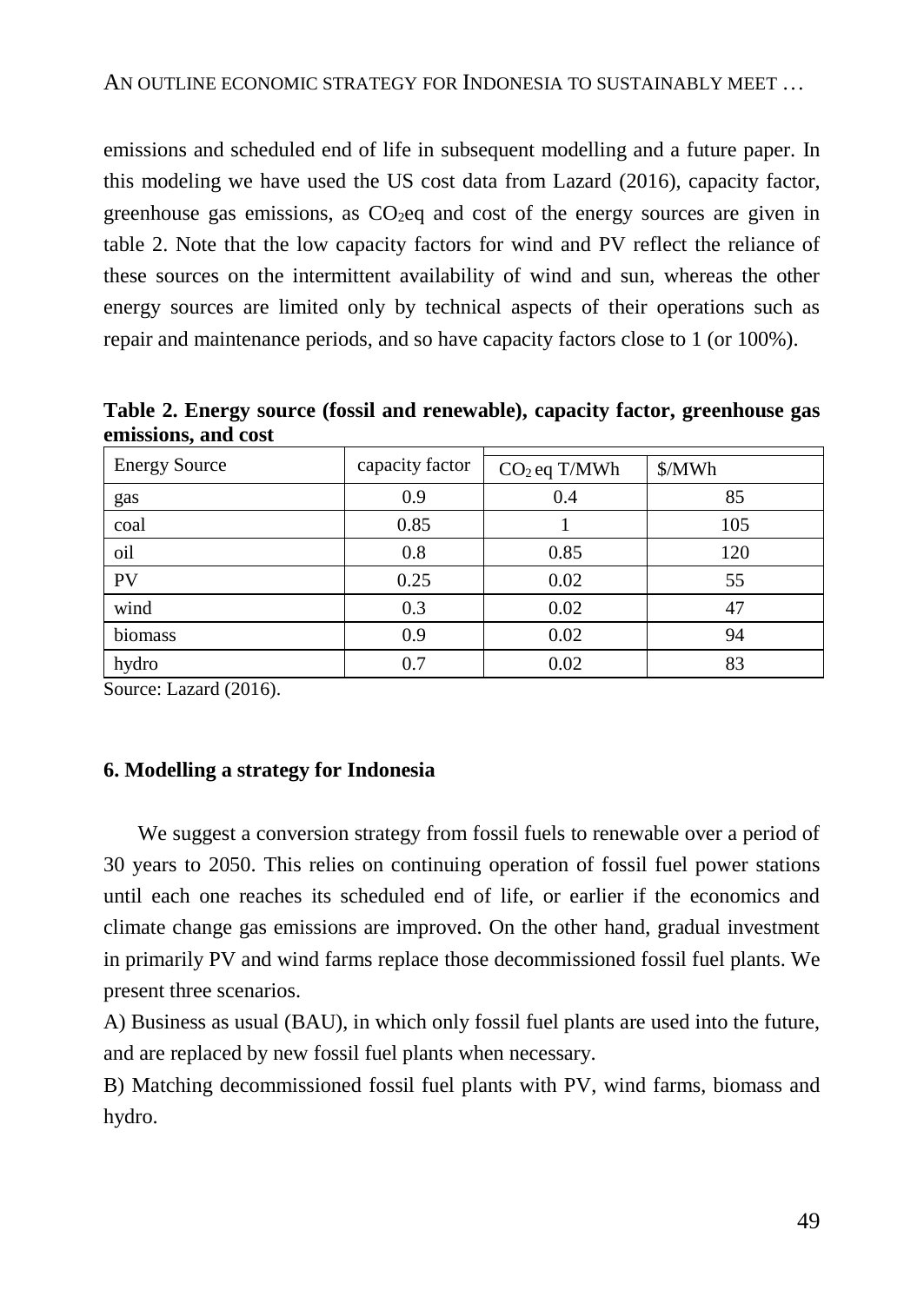emissions and scheduled end of life in subsequent modelling and a future paper. In this modeling we have used the US cost data from Lazard (2016), capacity factor, greenhouse gas emissions, as $CO_2$eq and cost of the energy sources are given in table 2. Note that the low capacity factors for wind and PV reflect the reliance of these sources on the intermittent availability of wind and sun, whereas the other energy sources are limited only by technical aspects of their operations such as repair and maintenance periods, and so have capacity factors close to 1 (or 100%).

**Table 2. Energy source (fossil and renewable), capacity factor, greenhouse gas emissions, and cost**

| Energy Source | capacity factor | $CO_2$ eq T/MWh | $/MWh |
|---|---|---|---|
| gas | 0.9 | 0.4 | 85 |
| coal | 0.85 | 1 | 105 |
| oil | 0.8 | 0.85 | 120 |
| PV | 0.25 | 0.02 | 55 |
| wind | 0.3 | 0.02 | 47 |
| biomass | 0.9 | 0.02 | 94 |
| hydro | 0.7 | 0.02 | 83 |

Source: Lazard (2016).

## 6. Modelling a strategy for Indonesia

We suggest a conversion strategy from fossil fuels to renewable over a period of 30 years to 2050. This relies on continuing operation of fossil fuel power stations until each one reaches its scheduled end of life, or earlier if the economics and climate change gas emissions are improved. On the other hand, gradual investment in primarily PV and wind farms replace those decommissioned fossil fuel plants. We present three scenarios.

A) Business as usual (BAU), in which only fossil fuel plants are used into the future, and are replaced by new fossil fuel plants when necessary.

B) Matching decommissioned fossil fuel plants with PV, wind farms, biomass and hydro.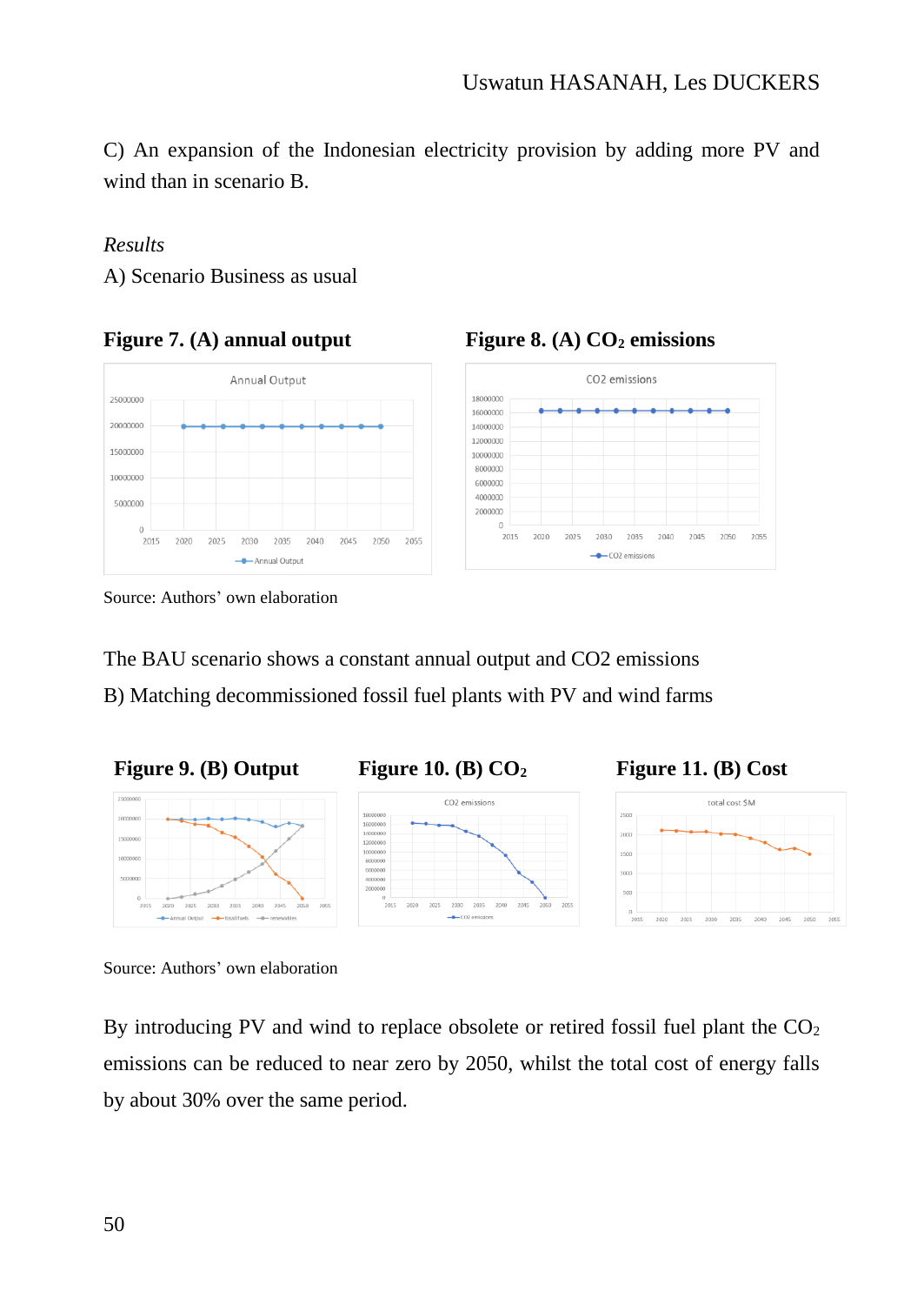C) An expansion of the Indonesian electricity provision by adding more PV and wind than in scenario B.

*Results*

A) Scenario Business as usual

**Figure 7. (A) annual output**

**Figure 8. (A) $CO_2$ emissions**

Source: Authors' own elaboration

The BAU scenario shows a constant annual output and CO2 emissions

B) Matching decommissioned fossil fuel plants with PV and wind farms

**Figure 9. (B) Output**

**Figure 10. (B) $CO_2$**

**Figure 11. (B) Cost**

Source: Authors' own elaboration

By introducing PV and wind to replace obsolete or retired fossil fuel plant the $CO_2$ emissions can be reduced to near zero by 2050, whilst the total cost of energy falls by about 30% over the same period.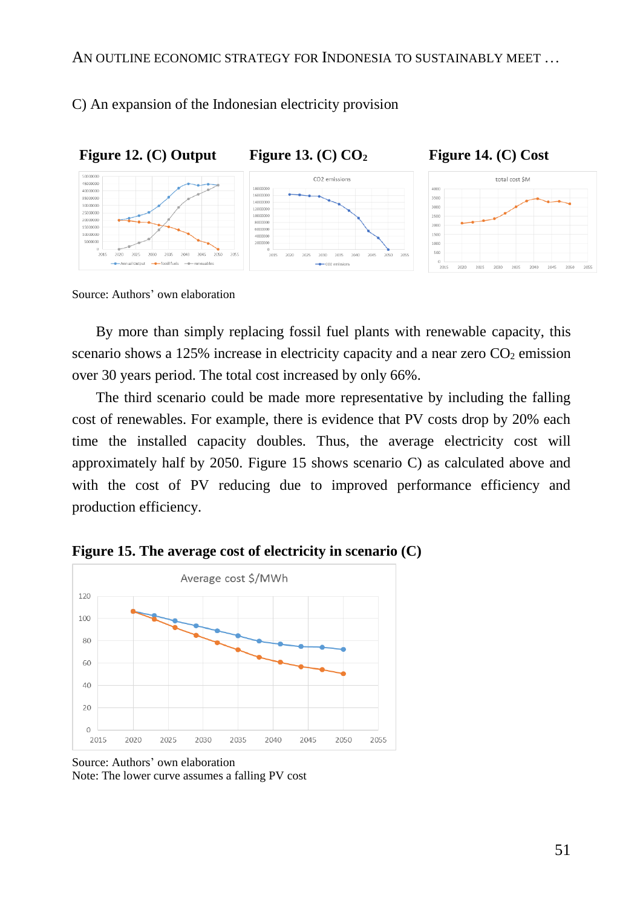C) An expansion of the Indonesian electricity provision

**Figure 12. (C) Output** **Figure 13. (C) $CO_2$** **Figure 14. (C) Cost**

Source: Authors' own elaboration

By more than simply replacing fossil fuel plants with renewable capacity, this scenario shows a 125% increase in electricity capacity and a near zero $CO_2$ emission over 30 years period. The total cost increased by only 66%.

The third scenario could be made more representative by including the falling cost of renewables. For example, there is evidence that PV costs drop by 20% each time the installed capacity doubles. Thus, the average electricity cost will approximately half by 2050. Figure 15 shows scenario C) as calculated above and with the cost of PV reducing due to improved performance efficiency and production efficiency.

**Figure 15. The average cost of electricity in scenario (C)**

Source: Authors' own elaboration
Note: The lower curve assumes a falling PV cost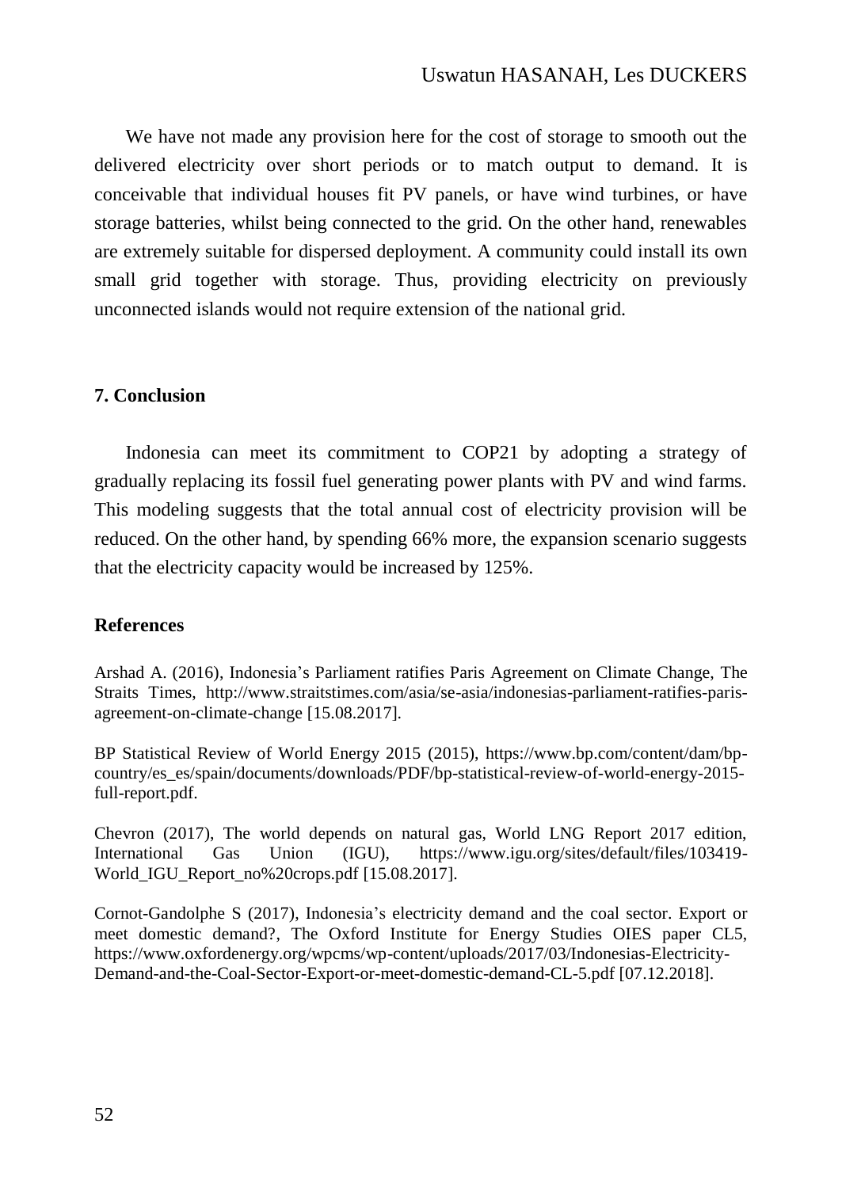We have not made any provision here for the cost of storage to smooth out the delivered electricity over short periods or to match output to demand. It is conceivable that individual houses fit PV panels, or have wind turbines, or have storage batteries, whilst being connected to the grid. On the other hand, renewables are extremely suitable for dispersed deployment. A community could install its own small grid together with storage. Thus, providing electricity on previously unconnected islands would not require extension of the national grid.

## 7. Conclusion

Indonesia can meet its commitment to COP21 by adopting a strategy of gradually replacing its fossil fuel generating power plants with PV and wind farms. This modeling suggests that the total annual cost of electricity provision will be reduced. On the other hand, by spending 66% more, the expansion scenario suggests that the electricity capacity would be increased by 125%.

## References

Arshad A. (2016), Indonesia's Parliament ratifies Paris Agreement on Climate Change, The Straits Times, http://www.straitstimes.com/asia/se-asia/indonesias-parliament-ratifies-paris-agreement-on-climate-change [15.08.2017].

BP Statistical Review of World Energy 2015 (2015), https://www.bp.com/content/dam/bp-country/es_es/spain/documents/downloads/PDF/bp-statistical-review-of-world-energy-2015-full-report.pdf.

Chevron (2017), The world depends on natural gas, World LNG Report 2017 edition, International Gas Union (IGU), https://www.igu.org/sites/default/files/103419-World_IGU_Report_no%20crops.pdf [15.08.2017].

Cornot-Gandolphe S (2017), Indonesia's electricity demand and the coal sector. Export or meet domestic demand?, The Oxford Institute for Energy Studies OIES paper CL5, https://www.oxfordenergy.org/wpcms/wp-content/uploads/2017/03/Indonesias-Electricity-Demand-and-the-Coal-Sector-Export-or-meet-domestic-demand-CL-5.pdf [07.12.2018].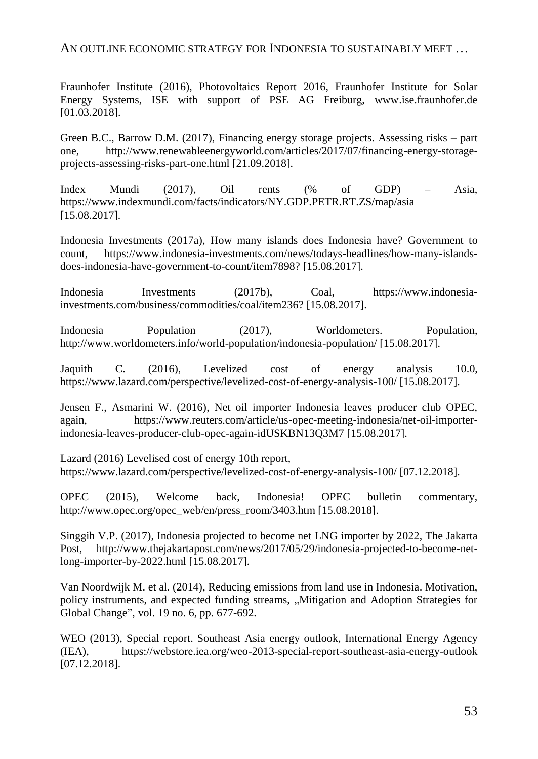Fraunhofer Institute (2016), Photovoltaics Report 2016, Fraunhofer Institute for Solar Energy Systems, ISE with support of PSE AG Freiburg, www.ise.fraunhofer.de [01.03.2018].

Green B.C., Barrow D.M. (2017), Financing energy storage projects. Assessing risks – part one, http://www.renewableenergyworld.com/articles/2017/07/financing-energy-storage-projects-assessing-risks-part-one.html [21.09.2018].

Index Mundi (2017), Oil rents (% of GDP) – Asia, https://www.indexmundi.com/facts/indicators/NY.GDP.PETR.RT.ZS/map/asia [15.08.2017].

Indonesia Investments (2017a), How many islands does Indonesia have? Government to count, https://www.indonesia-investments.com/news/todays-headlines/how-many-islands-does-indonesia-have-government-to-count/item7898? [15.08.2017].

Indonesia Investments (2017b), Coal, https://www.indonesia-investments.com/business/commodities/coal/item236? [15.08.2017].

Indonesia Population (2017), Worldometers. Population, http://www.worldometers.info/world-population/indonesia-population/ [15.08.2017].

Jaquith C. (2016), Levelized cost of energy analysis 10.0, https://www.lazard.com/perspective/levelized-cost-of-energy-analysis-100/ [15.08.2017].

Jensen F., Asmarini W. (2016), Net oil importer Indonesia leaves producer club OPEC, again, https://www.reuters.com/article/us-opec-meeting-indonesia/net-oil-importer-indonesia-leaves-producer-club-opec-again-idUSKBN13Q3M7 [15.08.2017].

Lazard (2016) Levelised cost of energy 10th report, https://www.lazard.com/perspective/levelized-cost-of-energy-analysis-100/ [07.12.2018].

OPEC (2015), Welcome back, Indonesia! OPEC bulletin commentary, http://www.opec.org/opec_web/en/press_room/3403.htm [15.08.2018].

Singgih V.P. (2017), Indonesia projected to become net LNG importer by 2022, The Jakarta Post, http://www.thejakartapost.com/news/2017/05/29/indonesia-projected-to-become-net-long-importer-by-2022.html [15.08.2017].

Van Noordwijk M. et al. (2014), Reducing emissions from land use in Indonesia. Motivation, policy instruments, and expected funding streams, „Mitigation and Adoption Strategies for Global Change", vol. 19 no. 6, pp. 677-692.

WEO (2013), Special report. Southeast Asia energy outlook, International Energy Agency (IEA), https://webstore.iea.org/weo-2013-special-report-southeast-asia-energy-outlook [07.12.2018].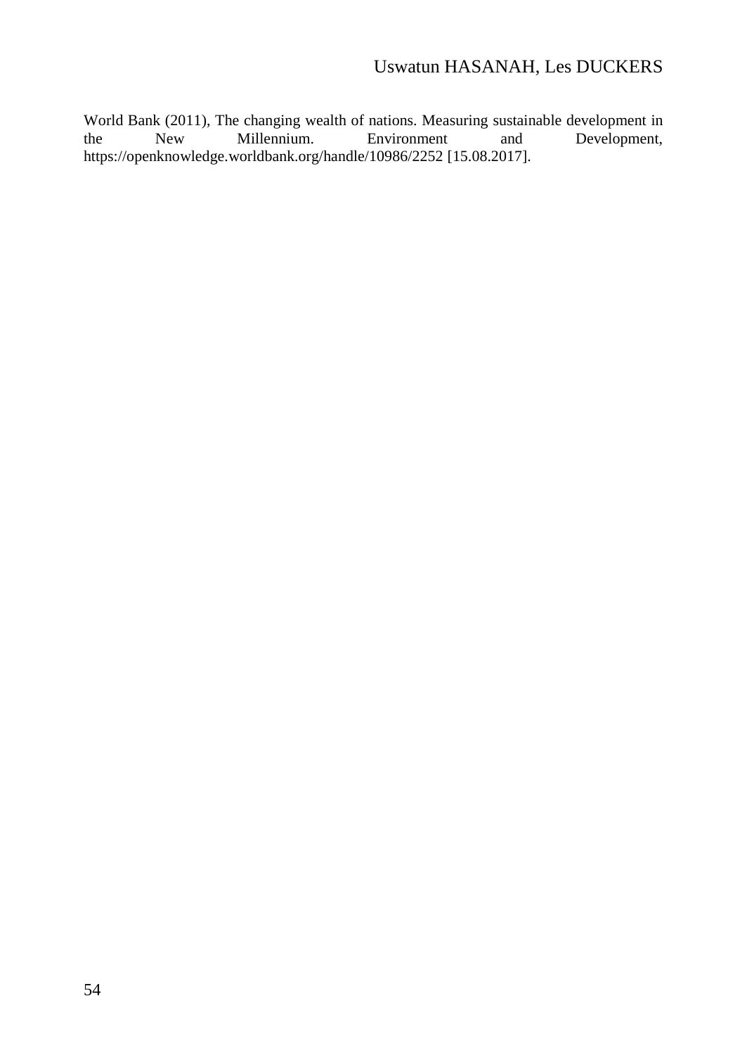World Bank (2011), The changing wealth of nations. Measuring sustainable development in the New Millennium. Environment and Development, https://openknowledge.worldbank.org/handle/10986/2252 [15.08.2017].